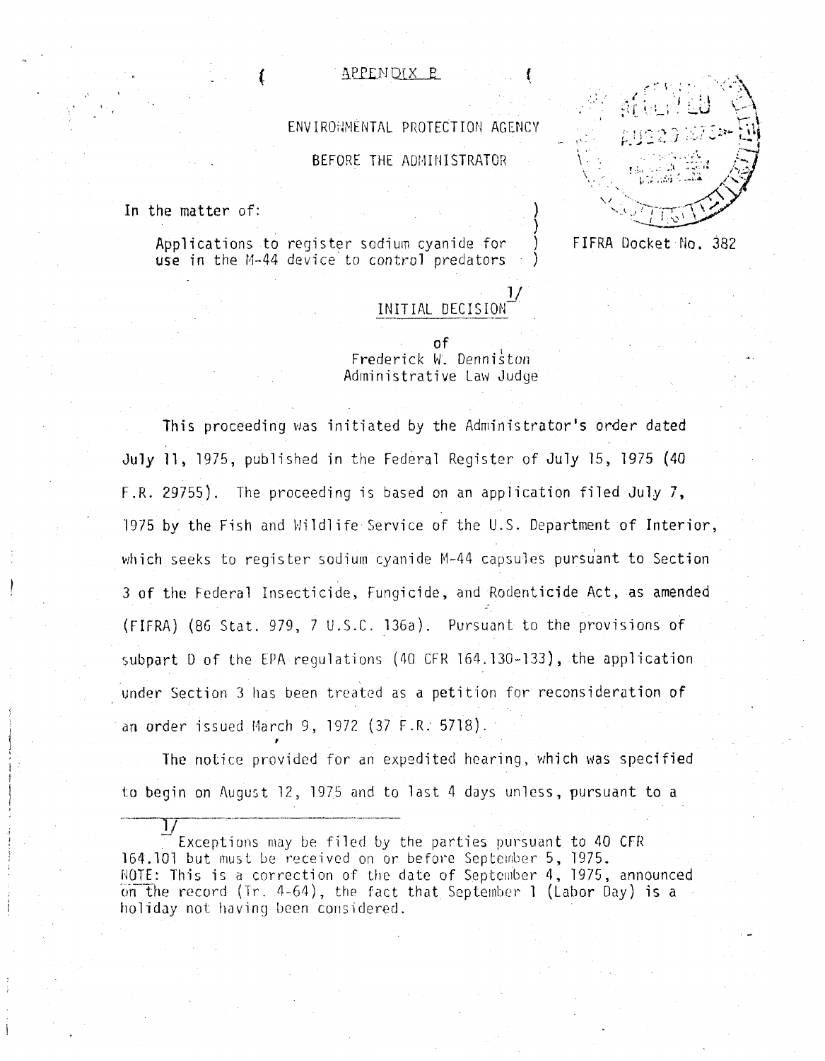APPENDIX B

ENVIRONMENTAL PROTECTION AGENCY

BEFORE THE ADMINISTRATOR

In the matter of:

Applications to register sodium cyanide for use in the M-44 device to control predators

FIFRA Docket No. 382

## INITIAL DECISION[1]

of
Frederick W. Denniston
Administrative Law Judge

This proceeding was initiated by the Administrator's order dated July 11, 1975, published in the Federal Register of July 15, 1975 (40 F.R. 29755). The proceeding is based on an application filed July 7, 1975 by the Fish and Wildlife Service of the U.S. Department of Interior, which seeks to register sodium cyanide M-44 capsules pursuant to Section 3 of the Federal Insecticide, Fungicide, and Rodenticide Act, as amended (FIFRA) (86 Stat. 979, 7 U.S.C. 136a). Pursuant to the provisions of subpart D of the EPA regulations (40 CFR 164.130-133), the application under Section 3 has been treated as a petition for reconsideration of an order issued March 9, 1972 (37 F.R. 5718).

The notice provided for an expedited hearing, which was specified to begin on August 12, 1975 and to last 4 days unless, pursuant to a

---

1/ Exceptions may be filed by the parties pursuant to 40 CFR 164.101 but must be received on or before September 5, 1975. NOTE: This is a correction of the date of September 4, 1975, announced on the record (Tr. 4-64), the fact that September 1 (Labor Day) is a holiday not having been considered.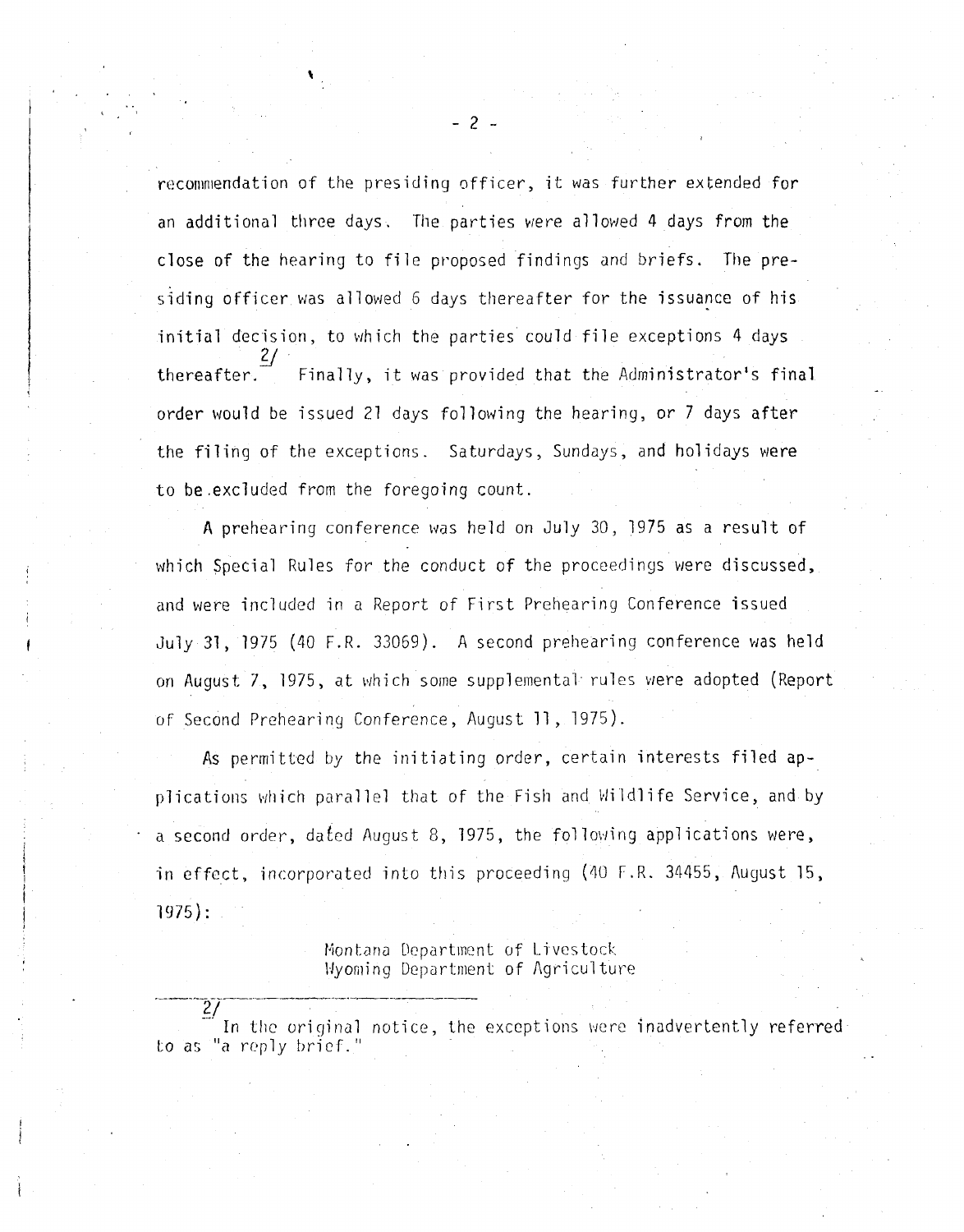recommendation of the presiding officer, it was further extended for an additional three days. The parties were allowed 4 days from the close of the hearing to file proposed findings and briefs. The presiding officer was allowed 6 days thereafter for the issuance of his initial decision, to which the parties could file exceptions 4 days thereafter.[2/] Finally, it was provided that the Administrator's final order would be issued 21 days following the hearing, or 7 days after the filing of the exceptions. Saturdays, Sundays, and holidays were to be excluded from the foregoing count.

A prehearing conference was held on July 30, 1975 as a result of which Special Rules for the conduct of the proceedings were discussed, and were included in a Report of First Prehearing Conference issued July 31, 1975 (40 F.R. 33069). A second prehearing conference was held on August 7, 1975, at which some supplemental rules were adopted (Report of Second Prehearing Conference, August 11, 1975).

As permitted by the initiating order, certain interests filed applications which parallel that of the Fish and Wildlife Service, and by a second order, dated August 8, 1975, the following applications were, in effect, incorporated into this proceeding (40 F.R. 34455, August 15, 1975):

Montana Department of Livestock
Wyoming Department of Agriculture

---

[2/] In the original notice, the exceptions were inadvertently referred to as "a reply brief."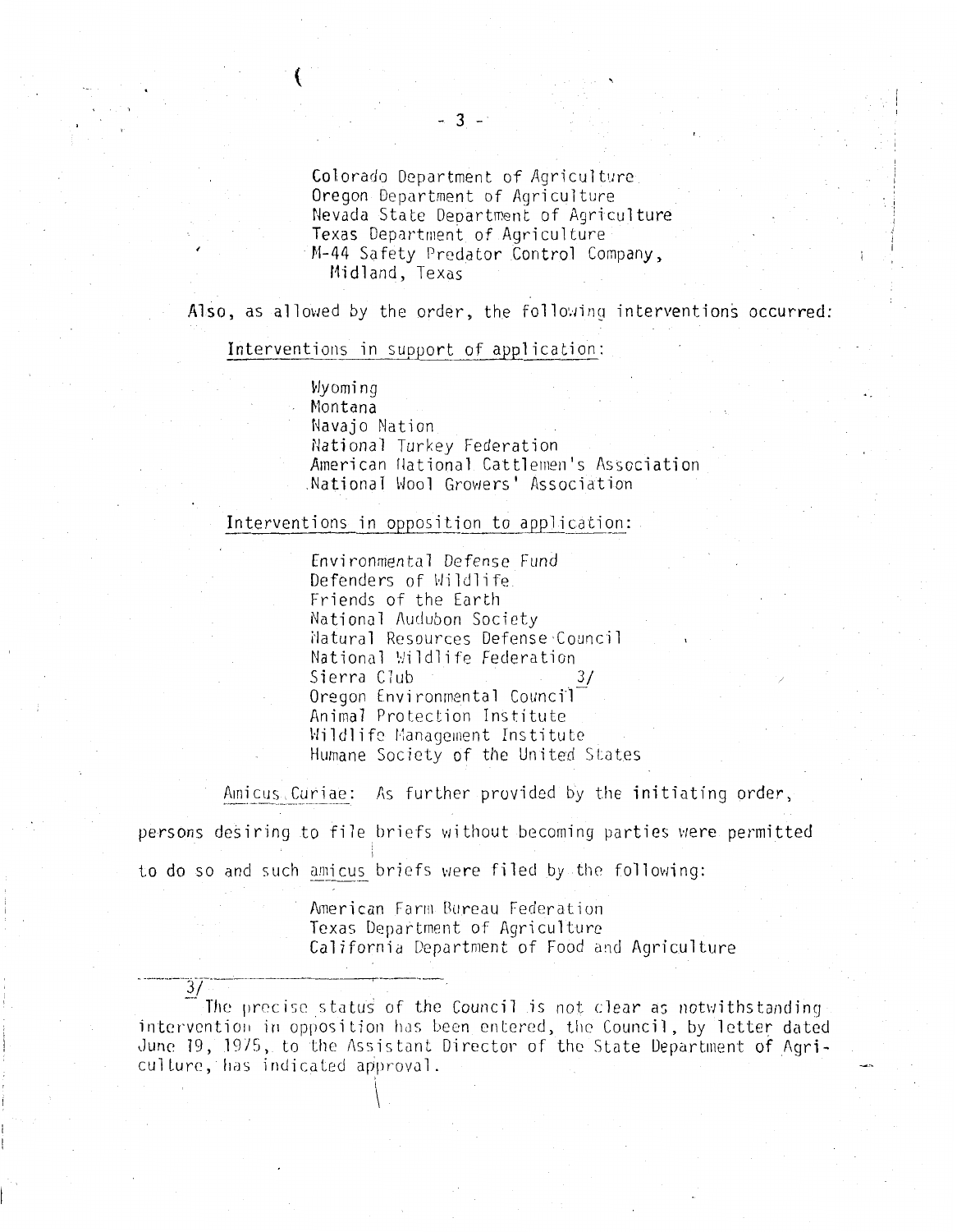Colorado Department of Agriculture
Oregon Department of Agriculture
Nevada State Department of Agriculture
Texas Department of Agriculture
M-44 Safety Predator Control Company,
  Midland, Texas

Also, as allowed by the order, the following interventions occurred:

Interventions in support of application:

Wyoming
Montana
Navajo Nation
National Turkey Federation
American National Cattlemen's Association
National Wool Growers' Association

Interventions in opposition to application:

Environmental Defense Fund
Defenders of Wildlife
Friends of the Earth
National Audubon Society
Natural Resources Defense Council
National Wildlife Federation
Sierra Club
Oregon Environmental Council [3/]
Animal Protection Institute
Wildlife Management Institute
Humane Society of the United States

Amicus Curiae: As further provided by the initiating order, persons desiring to file briefs without becoming parties were permitted to do so and such *amicus* briefs were filed by the following:

American Farm Bureau Federation
Texas Department of Agriculture
California Department of Food and Agriculture

---

3/ The precise status of the Council is not clear as notwithstanding intervention in opposition has been entered, the Council, by letter dated June 19, 1975, to the Assistant Director of the State Department of Agriculture, has indicated approval.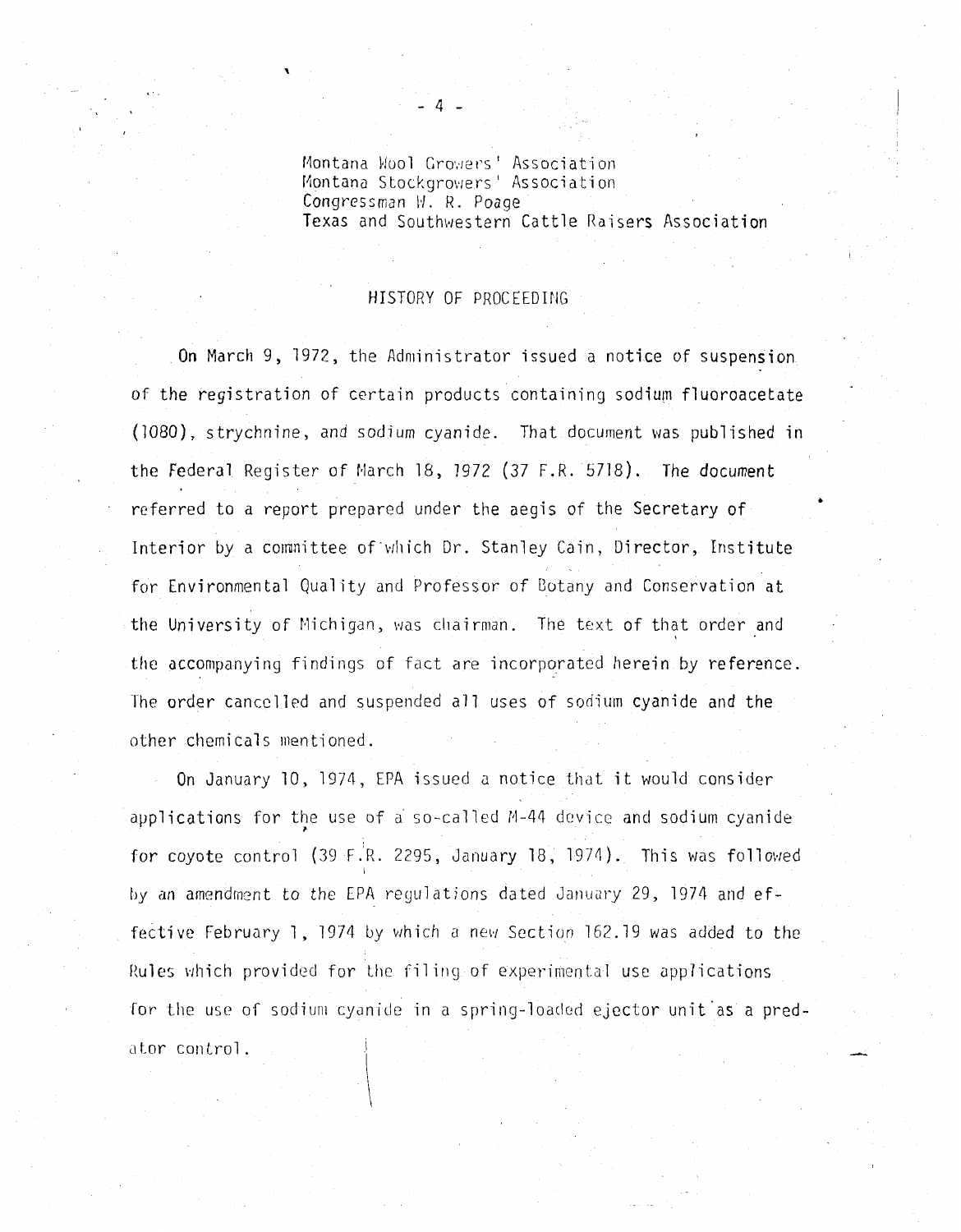Montana Wool Growers' Association
Montana Stockgrowers' Association
Congressman W. R. Poage
Texas and Southwestern Cattle Raisers Association

## HISTORY OF PROCEEDING

On March 9, 1972, the Administrator issued a notice of suspension of the registration of certain products containing sodium fluoroacetate (1080), strychnine, and sodium cyanide. That document was published in the Federal Register of March 18, 1972 (37 F.R. 5718). The document referred to a report prepared under the aegis of the Secretary of Interior by a committee of which Dr. Stanley Cain, Director, Institute for Environmental Quality and Professor of Botany and Conservation at the University of Michigan, was chairman. The text of that order and the accompanying findings of fact are incorporated herein by reference. The order cancelled and suspended all uses of sodium cyanide and the other chemicals mentioned.

On January 10, 1974, EPA issued a notice that it would consider applications for the use of a so-called M-44 device and sodium cyanide for coyote control (39 F.R. 2295, January 18, 1974). This was followed by an amendment to the EPA regulations dated January 29, 1974 and effective February 1, 1974 by which a new Section 162.19 was added to the Rules which provided for the filing of experimental use applications for the use of sodium cyanide in a spring-loaded ejector unit as a predator control.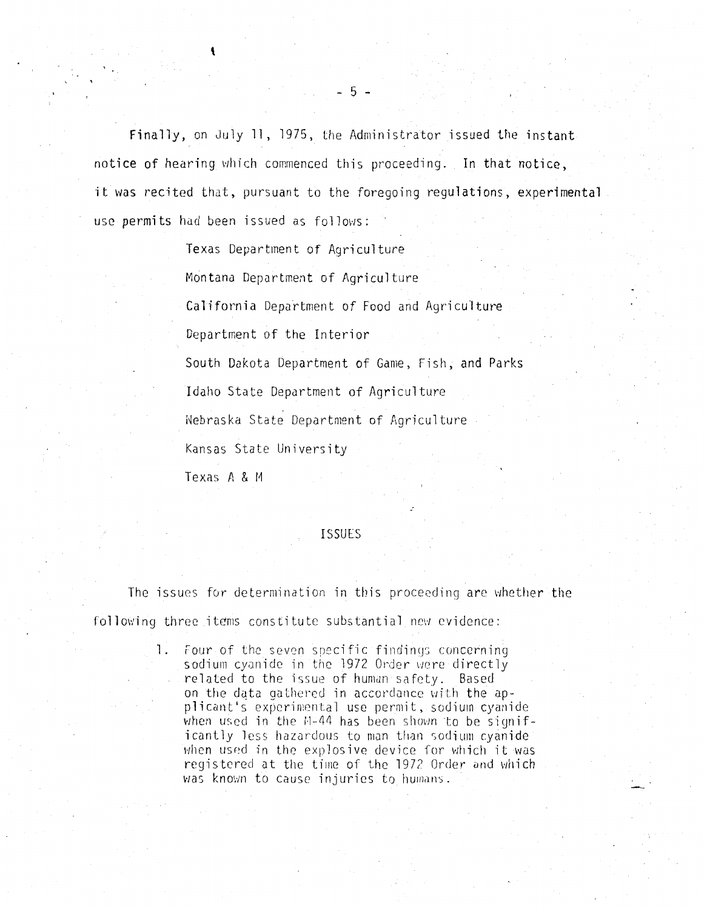Finally, on July 11, 1975, the Administrator issued the instant notice of hearing which commenced this proceeding. In that notice, it was recited that, pursuant to the foregoing regulations, experimental use permits had been issued as follows:

Texas Department of Agriculture

Montana Department of Agriculture

California Department of Food and Agriculture

Department of the Interior

South Dakota Department of Game, Fish, and Parks

Idaho State Department of Agriculture

Nebraska State Department of Agriculture

Kansas State University

Texas A & M

## ISSUES

The issues for determination in this proceeding are whether the following three items constitute substantial new evidence:

1. Four of the seven specific findings concerning sodium cyanide in the 1972 Order were directly related to the issue of human safety. Based on the data gathered in accordance with the applicant's experimental use permit, sodium cyanide when used in the M-44 has been shown to be significantly less hazardous to man than sodium cyanide when used in the explosive device for which it was registered at the time of the 1972 Order and which was known to cause injuries to humans.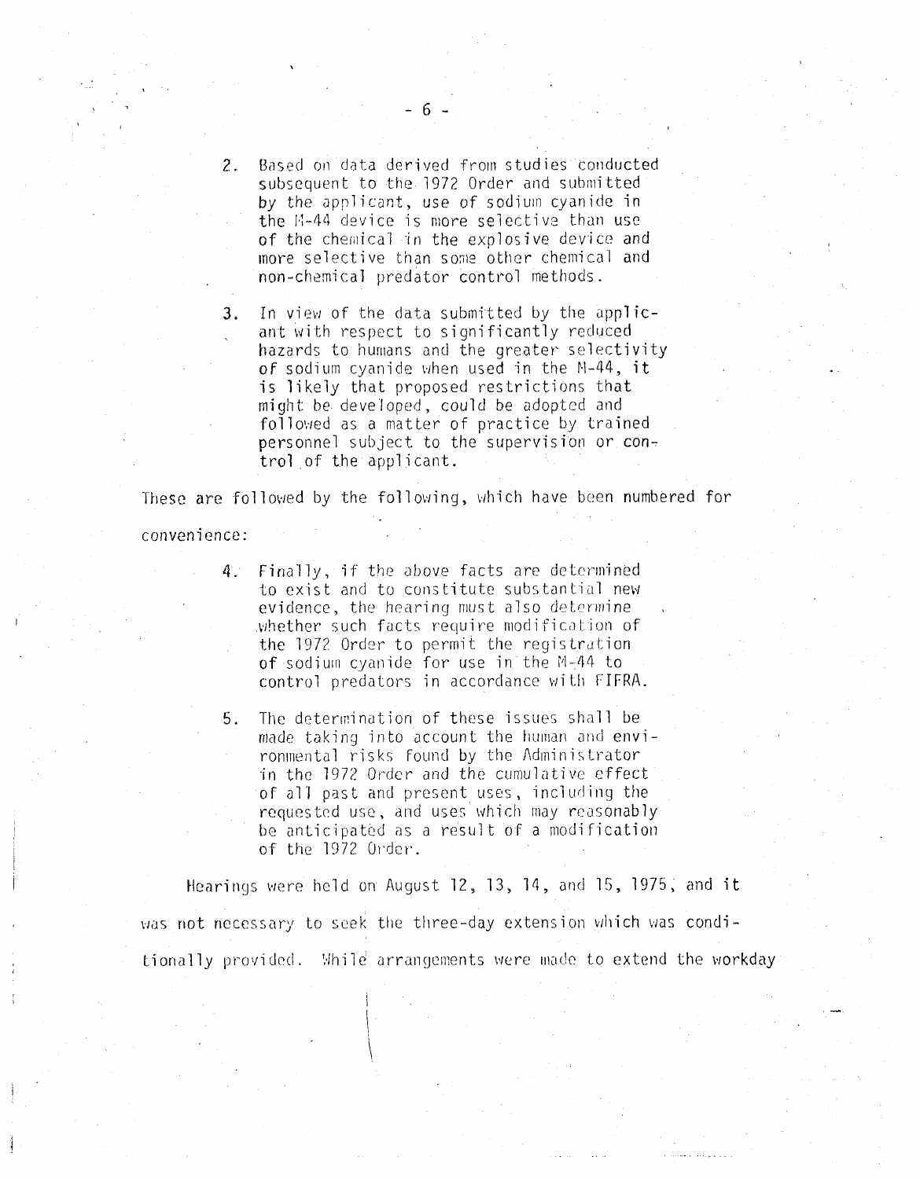2. Based on data derived from studies conducted subsequent to the 1972 Order and submitted by the applicant, use of sodium cyanide in the M-44 device is more selective than use of the chemical in the explosive device and more selective than some other chemical and non-chemical predator control methods.

3. In view of the data submitted by the applicant with respect to significantly reduced hazards to humans and the greater selectivity of sodium cyanide when used in the M-44, it is likely that proposed restrictions that might be developed, could be adopted and followed as a matter of practice by trained personnel subject to the supervision or control of the applicant.

These are followed by the following, which have been numbered for convenience:

4. Finally, if the above facts are determined to exist and to constitute substantial new evidence, the hearing must also determine whether such facts require modification of the 1972 Order to permit the registration of sodium cyanide for use in the M-44 to control predators in accordance with FIFRA.

5. The determination of these issues shall be made taking into account the human and environmental risks found by the Administrator in the 1972 Order and the cumulative effect of all past and present uses, including the requested use, and uses which may reasonably be anticipated as a result of a modification of the 1972 Order.

Hearings were held on August 12, 13, 14, and 15, 1975, and it was not necessary to seek the three-day extension which was conditionally provided. While arrangements were made to extend the workday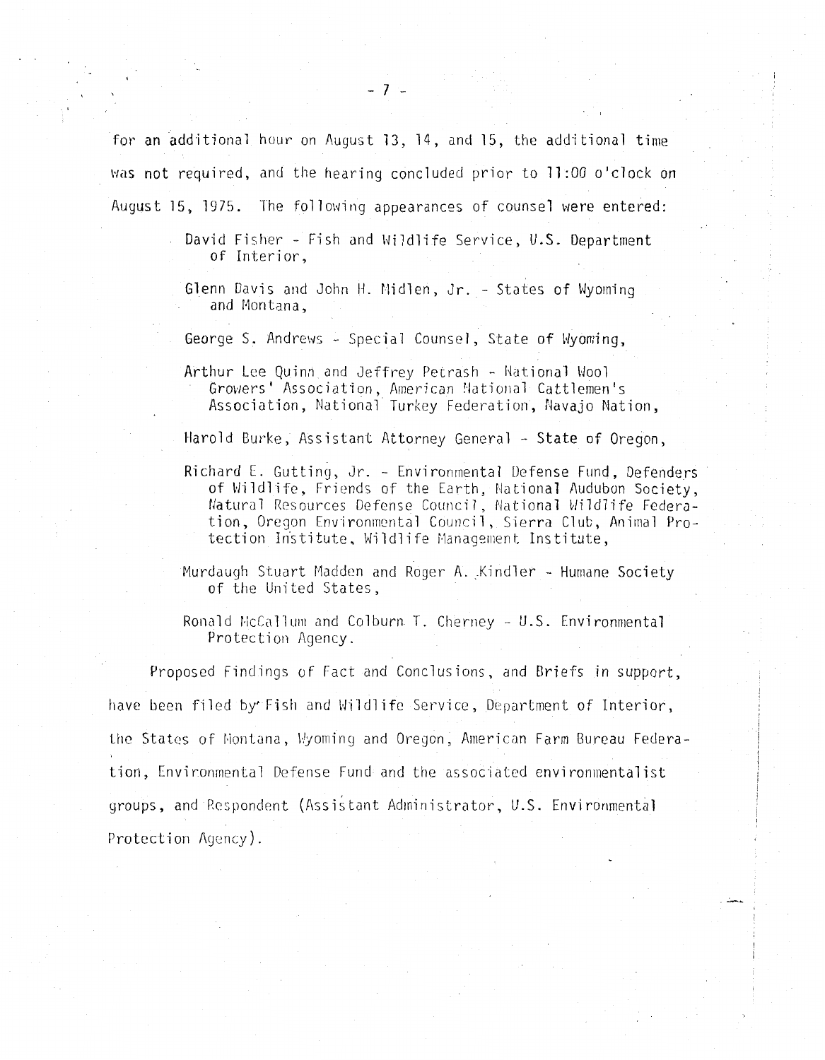for an additional hour on August 13, 14, and 15, the additional time was not required, and the hearing concluded prior to 11:00 o'clock on August 15, 1975. The following appearances of counsel were entered:

> David Fisher - Fish and Wildlife Service, U.S. Department of Interior,
>
> Glenn Davis and John H. Midlen, Jr. - States of Wyoming and Montana,
>
> George S. Andrews - Special Counsel, State of Wyoming,
>
> Arthur Lee Quinn and Jeffrey Petrash - National Wool Growers' Association, American National Cattlemen's Association, National Turkey Federation, Navajo Nation,
>
> Harold Burke, Assistant Attorney General - State of Oregon,
>
> Richard E. Gutting, Jr. - Environmental Defense Fund, Defenders of Wildlife, Friends of the Earth, National Audubon Society, Natural Resources Defense Council, National Wildlife Federation, Oregon Environmental Council, Sierra Club, Animal Protection Institute, Wildlife Management Institute,
>
> Murdaugh Stuart Madden and Roger A. Kindler - Humane Society of the United States,
>
> Ronald McCallum and Colburn T. Cherney - U.S. Environmental Protection Agency.

Proposed Findings of Fact and Conclusions, and Briefs in support, have been filed by Fish and Wildlife Service, Department of Interior, the States of Montana, Wyoming and Oregon, American Farm Bureau Federation, Environmental Defense Fund and the associated environmentalist groups, and Respondent (Assistant Administrator, U.S. Environmental Protection Agency).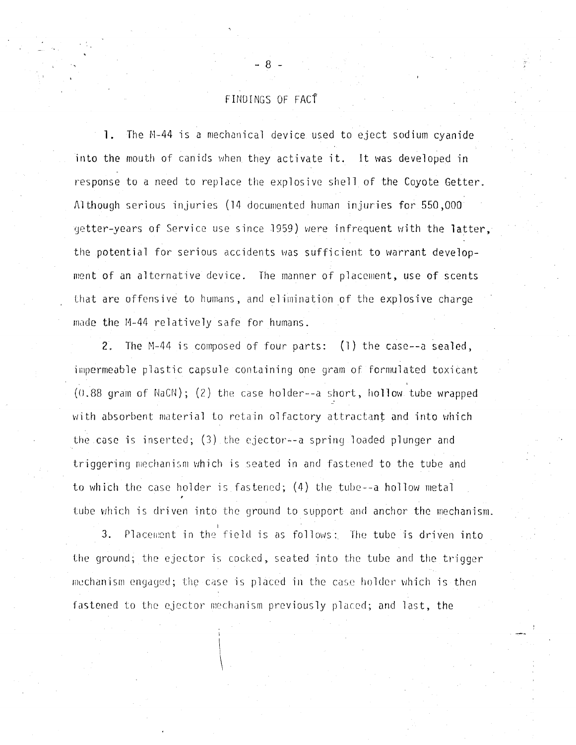## FINDINGS OF FACT

1. The M-44 is a mechanical device used to eject sodium cyanide into the mouth of canids when they activate it. It was developed in response to a need to replace the explosive shell of the Coyote Getter. Although serious injuries (14 documented human injuries for 550,000 getter-years of Service use since 1959) were infrequent with the latter, the potential for serious accidents was sufficient to warrant development of an alternative device. The manner of placement, use of scents that are offensive to humans, and elimination of the explosive charge made the M-44 relatively safe for humans.

2. The M-44 is composed of four parts: (1) the case--a sealed, impermeable plastic capsule containing one gram of formulated toxicant (0.88 gram of NaCN); (2) the case holder--a short, hollow tube wrapped with absorbent material to retain olfactory attractant and into which the case is inserted; (3) the ejector--a spring loaded plunger and triggering mechanism which is seated in and fastened to the tube and to which the case holder is fastened; (4) the tube--a hollow metal tube which is driven into the ground to support and anchor the mechanism.

3. Placement in the field is as follows: The tube is driven into the ground; the ejector is cocked, seated into the tube and the trigger mechanism engaged; the case is placed in the case holder which is then fastened to the ejector mechanism previously placed; and last, the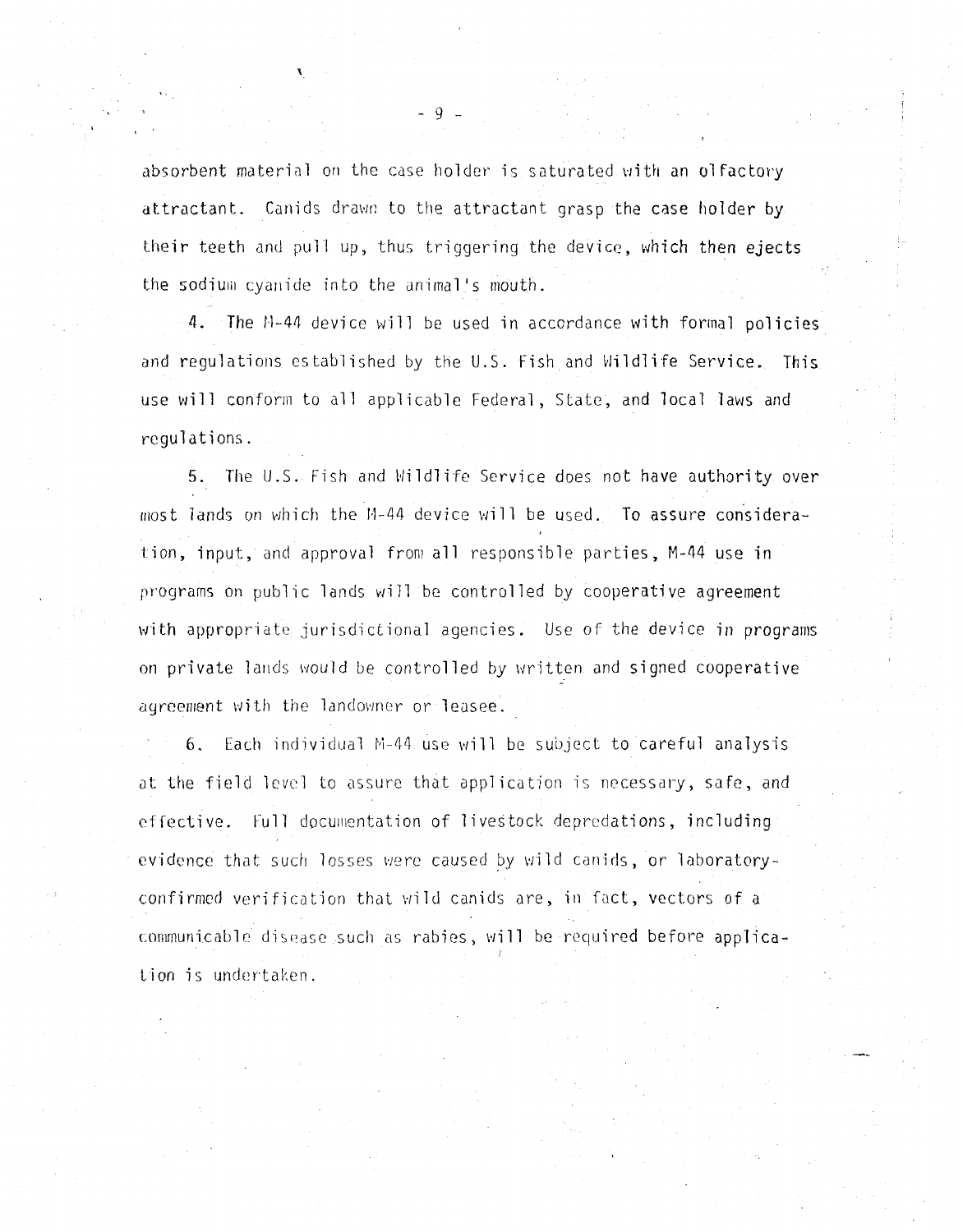absorbent material on the case holder is saturated with an olfactory attractant. Canids drawn to the attractant grasp the case holder by their teeth and pull up, thus triggering the device, which then ejects the sodium cyanide into the animal's mouth.

4. The M-44 device will be used in accordance with formal policies and regulations established by the U.S. Fish and Wildlife Service. This use will conform to all applicable Federal, State, and local laws and regulations.

5. The U.S. Fish and Wildlife Service does not have authority over most lands on which the M-44 device will be used. To assure consideration, input, and approval from all responsible parties, M-44 use in programs on public lands will be controlled by cooperative agreement with appropriate jurisdictional agencies. Use of the device in programs on private lands would be controlled by written and signed cooperative agreement with the landowner or leasee.

6. Each individual M-44 use will be subject to careful analysis at the field level to assure that application is necessary, safe, and effective. Full documentation of livestock depredations, including evidence that such losses were caused by wild canids, or laboratory-confirmed verification that wild canids are, in fact, vectors of a communicable disease such as rabies, will be required before application is undertaken.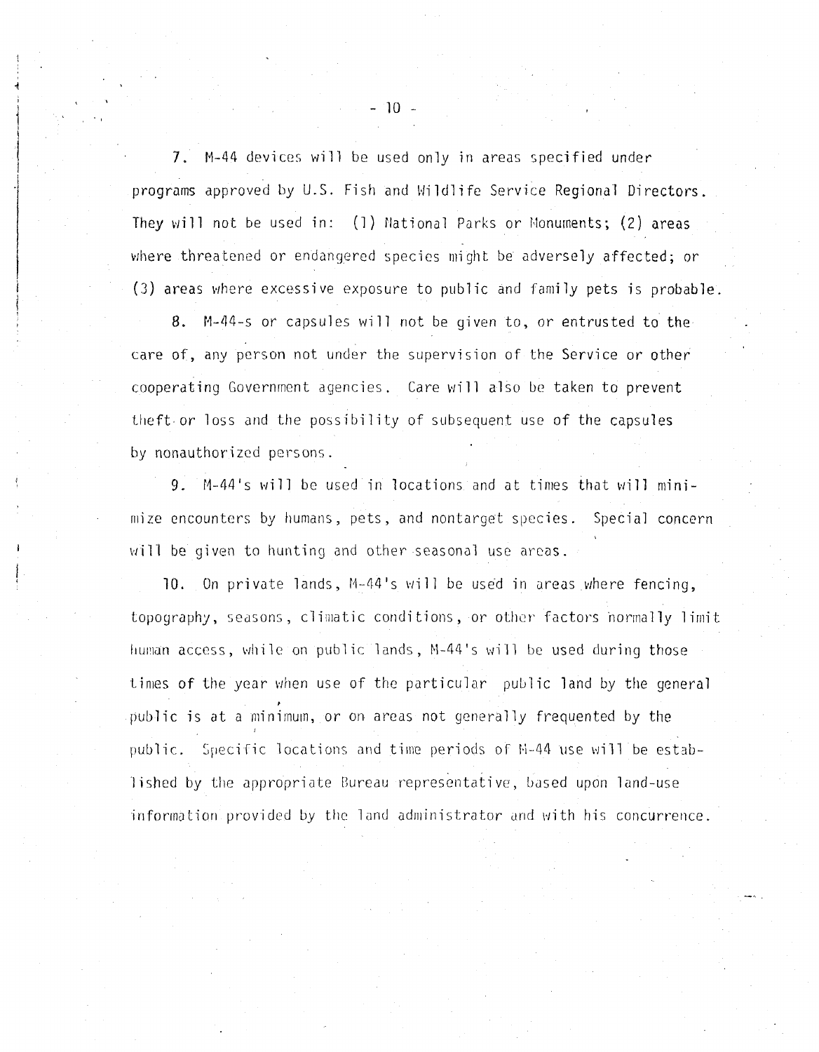7. M-44 devices will be used only in areas specified under programs approved by U.S. Fish and Wildlife Service Regional Directors. They will not be used in: (1) National Parks or Monuments; (2) areas where threatened or endangered species might be adversely affected; or (3) areas where excessive exposure to public and family pets is probable.

8. M-44-s or capsules will not be given to, or entrusted to the care of, any person not under the supervision of the Service or other cooperating Government agencies. Care will also be taken to prevent theft or loss and the possibility of subsequent use of the capsules by nonauthorized persons.

9. M-44's will be used in locations and at times that will minimize encounters by humans, pets, and nontarget species. Special concern will be given to hunting and other seasonal use areas.

10. On private lands, M-44's will be used in areas where fencing, topography, seasons, climatic conditions, or other factors normally limit human access, while on public lands, M-44's will be used during those times of the year when use of the particular public land by the general public is at a minimum, or on areas not generally frequented by the public. Specific locations and time periods of M-44 use will be established by the appropriate Bureau representative, based upon land-use information provided by the land administrator and with his concurrence.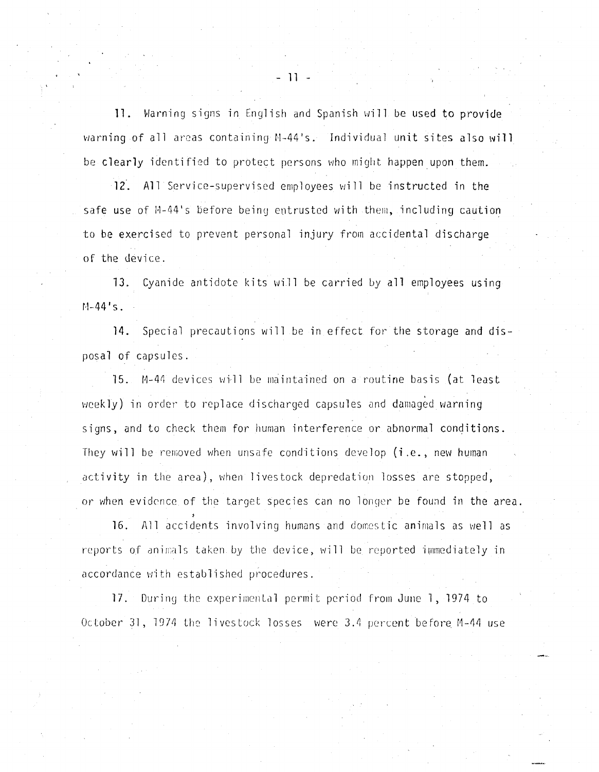11. Warning signs in English and Spanish will be used to provide warning of all areas containing M-44's. Individual unit sites also will be clearly identified to protect persons who might happen upon them.

12. All Service-supervised employees will be instructed in the safe use of M-44's before being entrusted with them, including caution to be exercised to prevent personal injury from accidental discharge of the device.

13. Cyanide antidote kits will be carried by all employees using M-44's.

14. Special precautions will be in effect for the storage and disposal of capsules.

15. M-44 devices will be maintained on a routine basis (at least weekly) in order to replace discharged capsules and damaged warning signs, and to check them for human interference or abnormal conditions. They will be removed when unsafe conditions develop (i.e., new human activity in the area), when livestock depredation losses are stopped, or when evidence of the target species can no longer be found in the area.

16. All accidents involving humans and domestic animals as well as reports of animals taken by the device, will be reported immediately in accordance with established procedures.

17. During the experimental permit period from June 1, 1974 to October 31, 1974 the livestock losses were 3.4 percent before M-44 use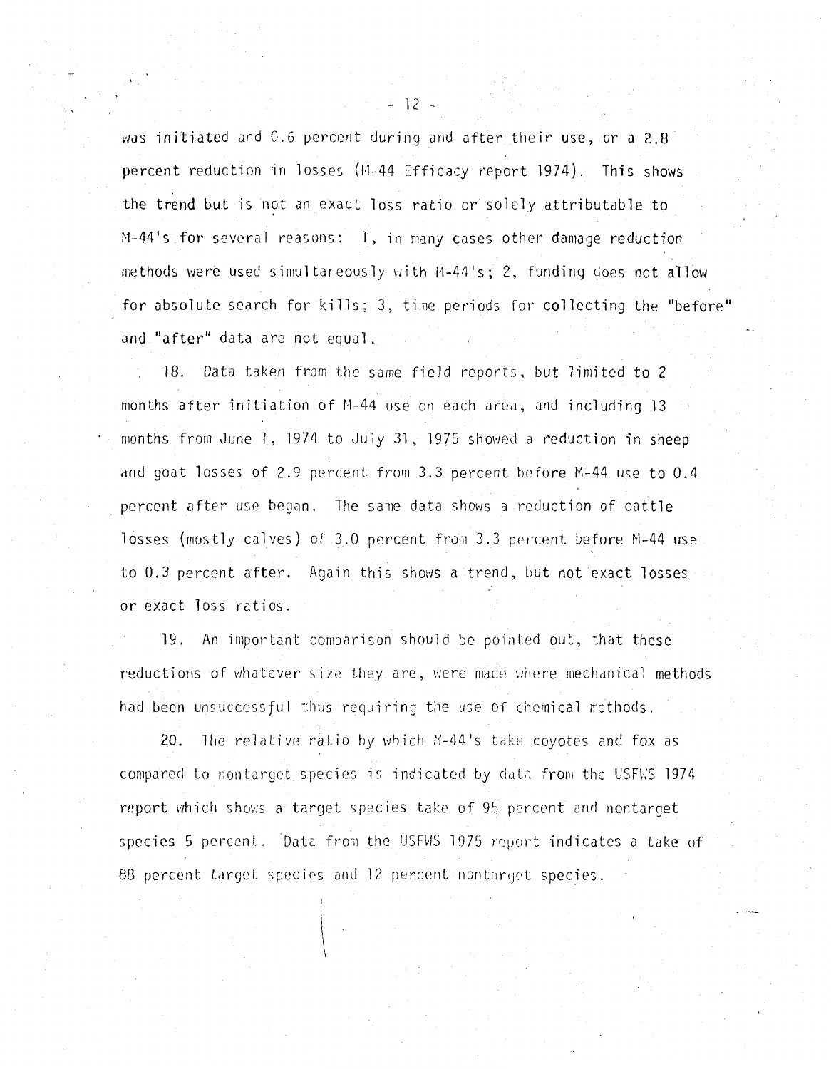was initiated and 0.6 percent during and after their use, or a 2.8 percent reduction in losses (M-44 Efficacy report 1974). This shows the trend but is not an exact loss ratio or solely attributable to M-44's for several reasons: 1, in many cases other damage reduction methods were used simultaneously with M-44's; 2, funding does not allow for absolute search for kills; 3, time periods for collecting the "before" and "after" data are not equal.

18. Data taken from the same field reports, but limited to 2 months after initiation of M-44 use on each area, and including 13 months from June 1, 1974 to July 31, 1975 showed a reduction in sheep and goat losses of 2.9 percent from 3.3 percent before M-44 use to 0.4 percent after use began. The same data shows a reduction of cattle losses (mostly calves) of 3.0 percent from 3.3 percent before M-44 use to 0.3 percent after. Again this shows a trend, but not exact losses or exact loss ratios.

19. An important comparison should be pointed out, that these reductions of whatever size they are, were made where mechanical methods had been unsuccessful thus requiring the use of chemical methods.

20. The relative ratio by which M-44's take coyotes and fox as compared to nontarget species is indicated by data from the USFWS 1974 report which shows a target species take of 95 percent and nontarget species 5 percent. Data from the USFWS 1975 report indicates a take of 88 percent target species and 12 percent nontarget species.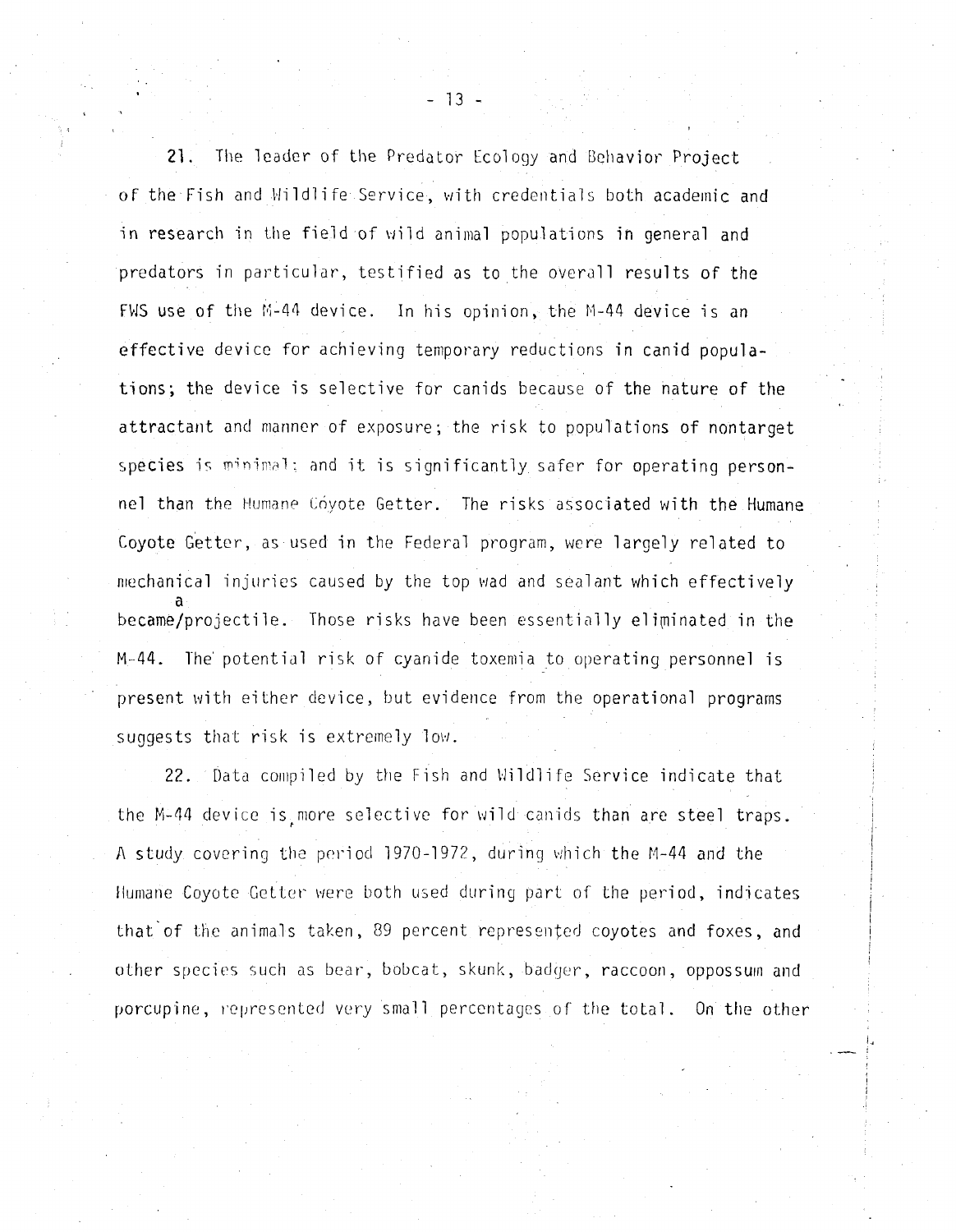21. The leader of the Predator Ecology and Behavior Project of the Fish and Wildlife Service, with credentials both academic and in research in the field of wild animal populations in general and predators in particular, testified as to the overall results of the FWS use of the M-44 device. In his opinion, the M-44 device is an effective device for achieving temporary reductions in canid populations; the device is selective for canids because of the nature of the attractant and manner of exposure; the risk to populations of nontarget species is minimal; and it is significantly safer for operating personnel than the Humane Coyote Getter. The risks associated with the Humane Coyote Getter, as used in the Federal program, were largely related to mechanical injuries caused by the top wad and sealant which effectively became a projectile. Those risks have been essentially eliminated in the M-44. The potential risk of cyanide toxemia to operating personnel is present with either device, but evidence from the operational programs suggests that risk is extremely low.

22. Data compiled by the Fish and Wildlife Service indicate that the M-44 device is more selective for wild canids than are steel traps. A study covering the period 1970-1972, during which the M-44 and the Humane Coyote Getter were both used during part of the period, indicates that of the animals taken, 89 percent represented coyotes and foxes, and other species such as bear, bobcat, skunk, badger, raccoon, oppossum and porcupine, represented very small percentages of the total. On the other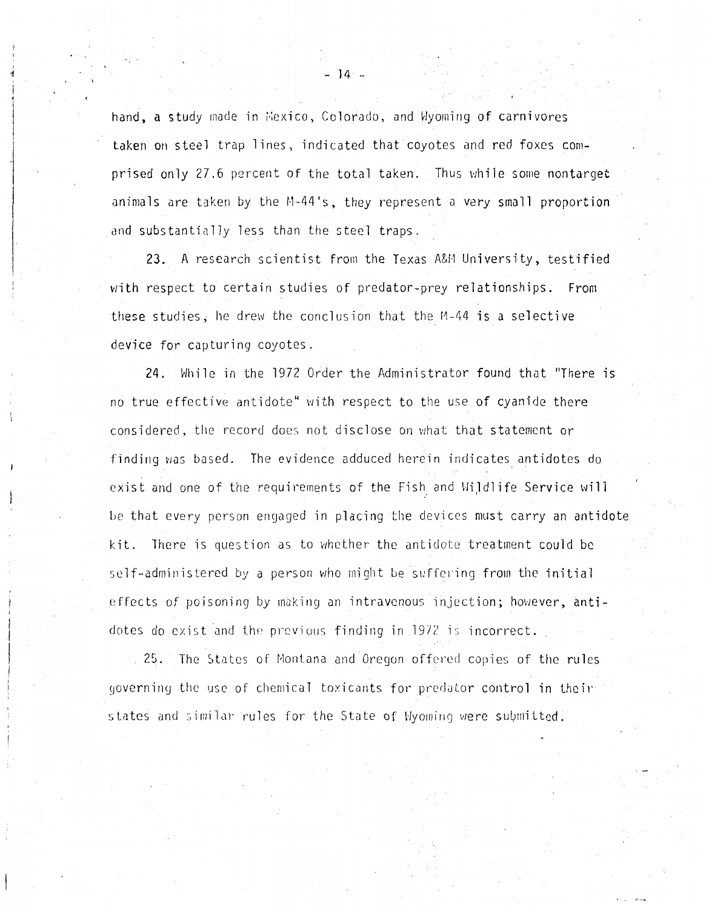hand, a study made in Mexico, Colorado, and Wyoming of carnivores taken on steel trap lines, indicated that coyotes and red foxes comprised only 27.6 percent of the total taken. Thus while some nontarget animals are taken by the M-44's, they represent a very small proportion and substantially less than the steel traps.

23. A research scientist from the Texas A&M University, testified with respect to certain studies of predator-prey relationships. From these studies, he drew the conclusion that the M-44 is a selective device for capturing coyotes.

24. While in the 1972 Order the Administrator found that "There is no true effective antidote" with respect to the use of cyanide there considered, the record does not disclose on what that statement or finding was based. The evidence adduced herein indicates antidotes do exist and one of the requirements of the Fish and Wildlife Service will be that every person engaged in placing the devices must carry an antidote kit. There is question as to whether the antidote treatment could be self-administered by a person who might be suffering from the initial effects of poisoning by making an intravenous injection; however, antidotes do exist and the previous finding in 1972 is incorrect.

25. The States of Montana and Oregon offered copies of the rules governing the use of chemical toxicants for predator control in their states and similar rules for the State of Wyoming were submitted.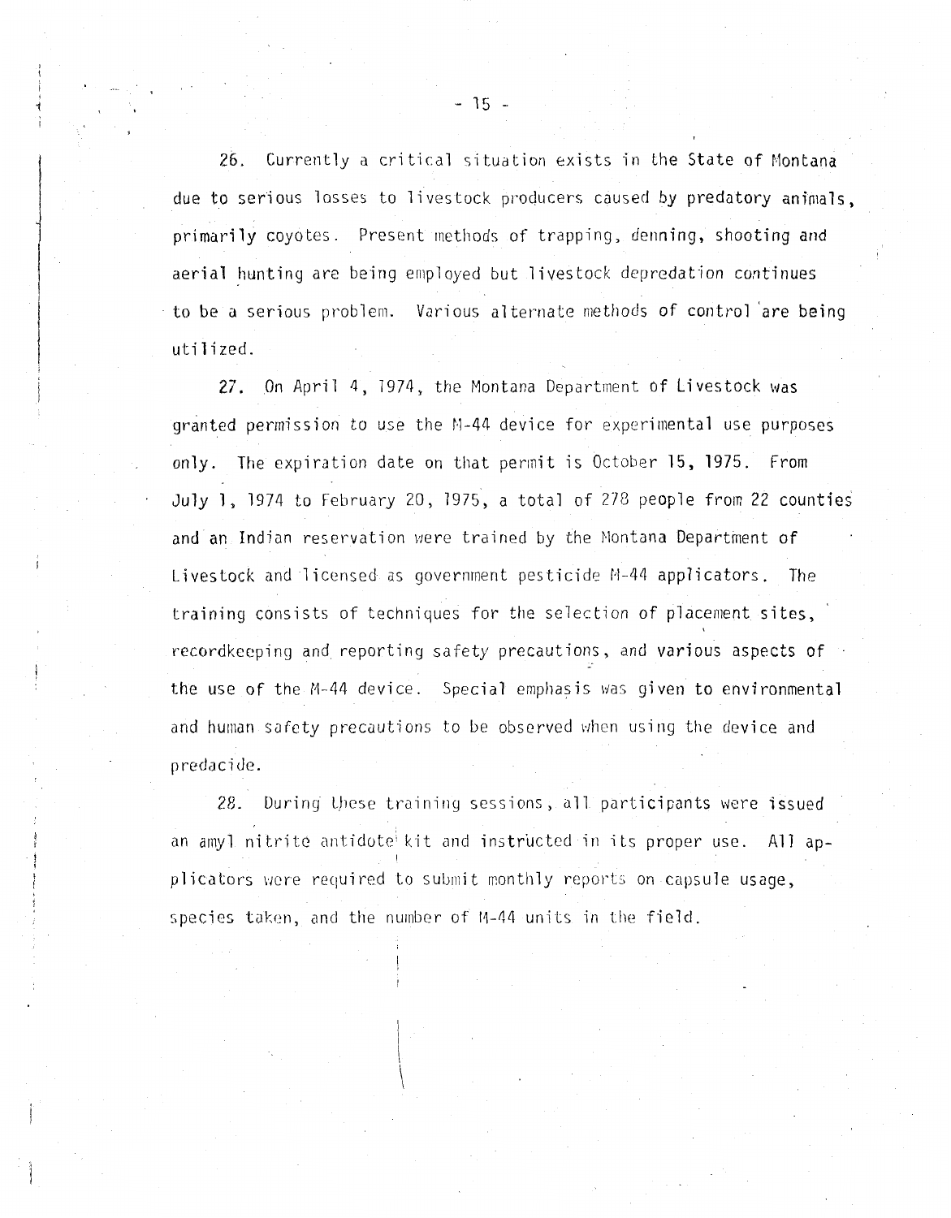26. Currently a critical situation exists in the State of Montana due to serious losses to livestock producers caused by predatory animals, primarily coyotes. Present methods of trapping, denning, shooting and aerial hunting are being employed but livestock depredation continues to be a serious problem. Various alternate methods of control are being utilized.

27. On April 4, 1974, the Montana Department of Livestock was granted permission to use the M-44 device for experimental use purposes only. The expiration date on that permit is October 15, 1975. From July 1, 1974 to February 20, 1975, a total of 278 people from 22 counties and an Indian reservation were trained by the Montana Department of Livestock and licensed as government pesticide M-44 applicators. The training consists of techniques for the selection of placement sites, recordkeeping and reporting safety precautions, and various aspects of the use of the M-44 device. Special emphasis was given to environmental and human safety precautions to be observed when using the device and predacide.

28. During these training sessions, all participants were issued an amyl nitrite antidote kit and instructed in its proper use. All applicators were required to submit monthly reports on capsule usage, species taken, and the number of M-44 units in the field.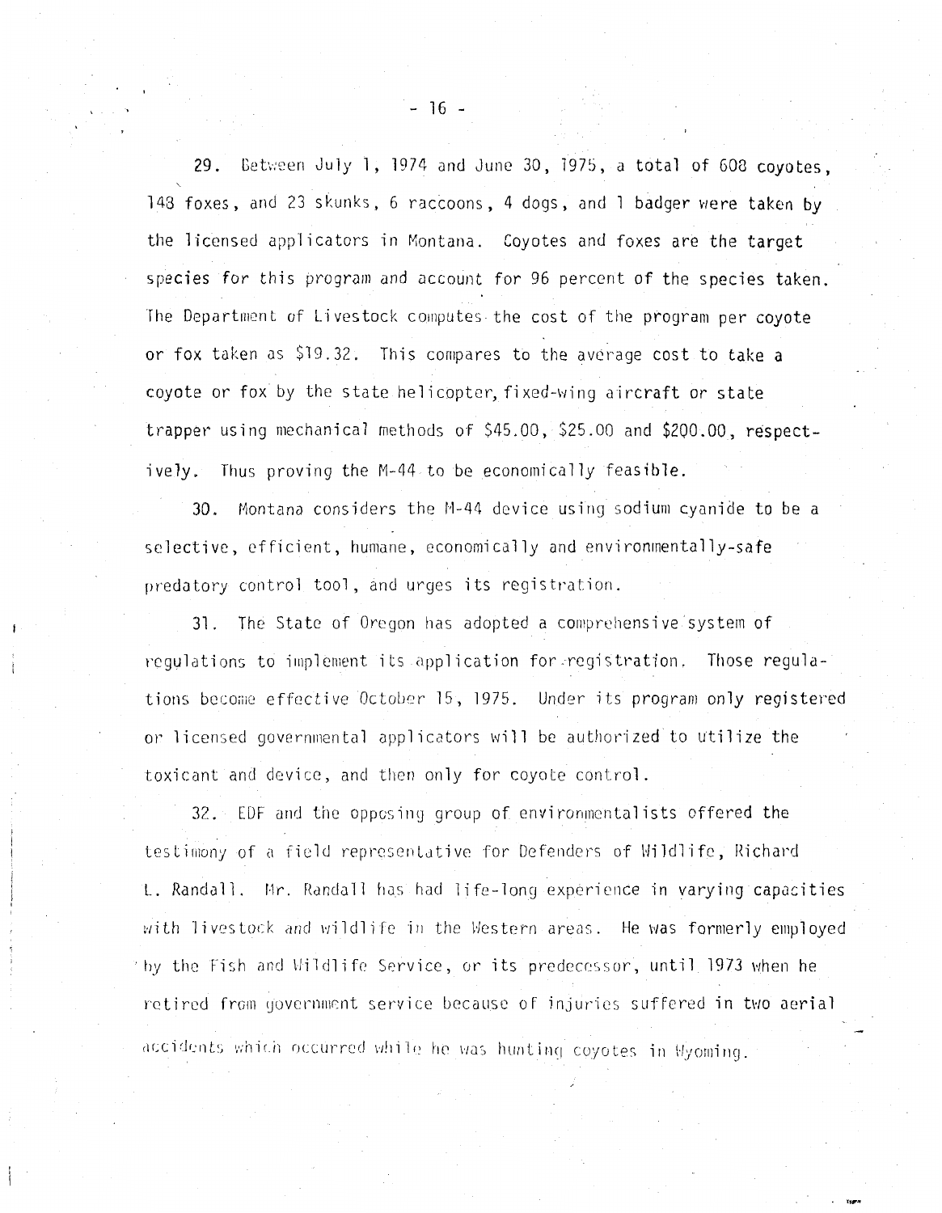29. Between July 1, 1974 and June 30, 1975, a total of 608 coyotes, 148 foxes, and 23 skunks, 6 raccoons, 4 dogs, and 1 badger were taken by the licensed applicators in Montana. Coyotes and foxes are the target species for this program and account for 96 percent of the species taken. The Department of Livestock computes the cost of the program per coyote or fox taken as $19.32. This compares to the average cost to take a coyote or fox by the state helicopter, fixed-wing aircraft or state trapper using mechanical methods of $45.00, $25.00 and $200.00, respectively. Thus proving the M-44 to be economically feasible.

30. Montana considers the M-44 device using sodium cyanide to be a selective, efficient, humane, economically and environmentally-safe predatory control tool, and urges its registration.

31. The State of Oregon has adopted a comprehensive system of regulations to implement its application for registration. Those regulations become effective October 15, 1975. Under its program only registered or licensed governmental applicators will be authorized to utilize the toxicant and device, and then only for coyote control.

32. EDF and the opposing group of environmentalists offered the testimony of a field representative for Defenders of Wildlife, Richard L. Randall. Mr. Randall has had life-long experience in varying capacities with livestock and wildlife in the Western areas. He was formerly employed by the Fish and Wildlife Service, or its predecessor, until 1973 when he retired from government service because of injuries suffered in two aerial accidents which occurred while he was hunting coyotes in Wyoming.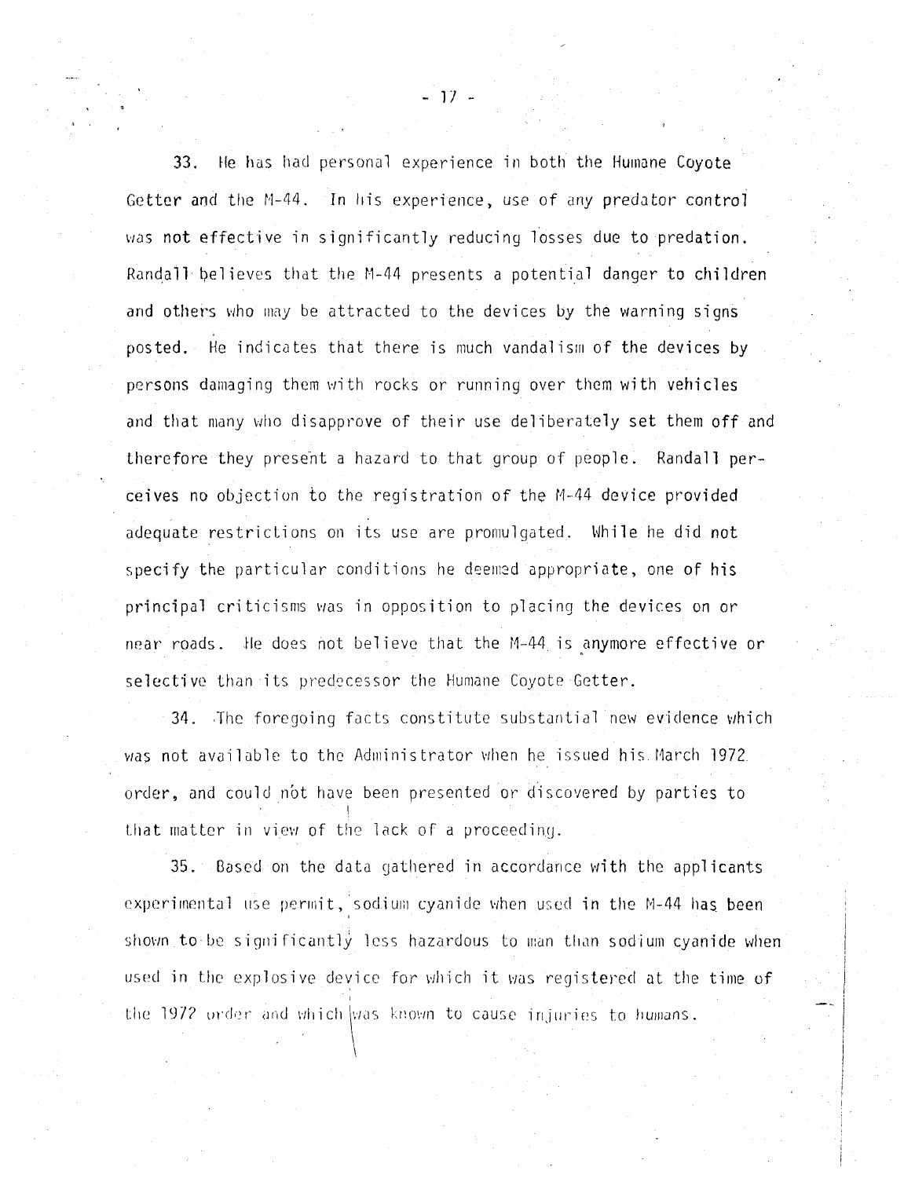33. He has had personal experience in both the Humane Coyote Getter and the M-44. In his experience, use of any predator control was not effective in significantly reducing losses due to predation. Randall believes that the M-44 presents a potential danger to children and others who may be attracted to the devices by the warning signs posted. He indicates that there is much vandalism of the devices by persons damaging them with rocks or running over them with vehicles and that many who disapprove of their use deliberately set them off and therefore they present a hazard to that group of people. Randall perceives no objection to the registration of the M-44 device provided adequate restrictions on its use are promulgated. While he did not specify the particular conditions he deemed appropriate, one of his principal criticisms was in opposition to placing the devices on or near roads. He does not believe that the M-44 is anymore effective or selective than its predecessor the Humane Coyote Getter.

34. The foregoing facts constitute substantial new evidence which was not available to the Administrator when he issued his March 1972 order, and could not have been presented or discovered by parties to that matter in view of the lack of a proceeding.

35. Based on the data gathered in accordance with the applicants experimental use permit, sodium cyanide when used in the M-44 has been shown to be significantly less hazardous to man than sodium cyanide when used in the explosive device for which it was registered at the time of the 1972 order and which was known to cause injuries to humans.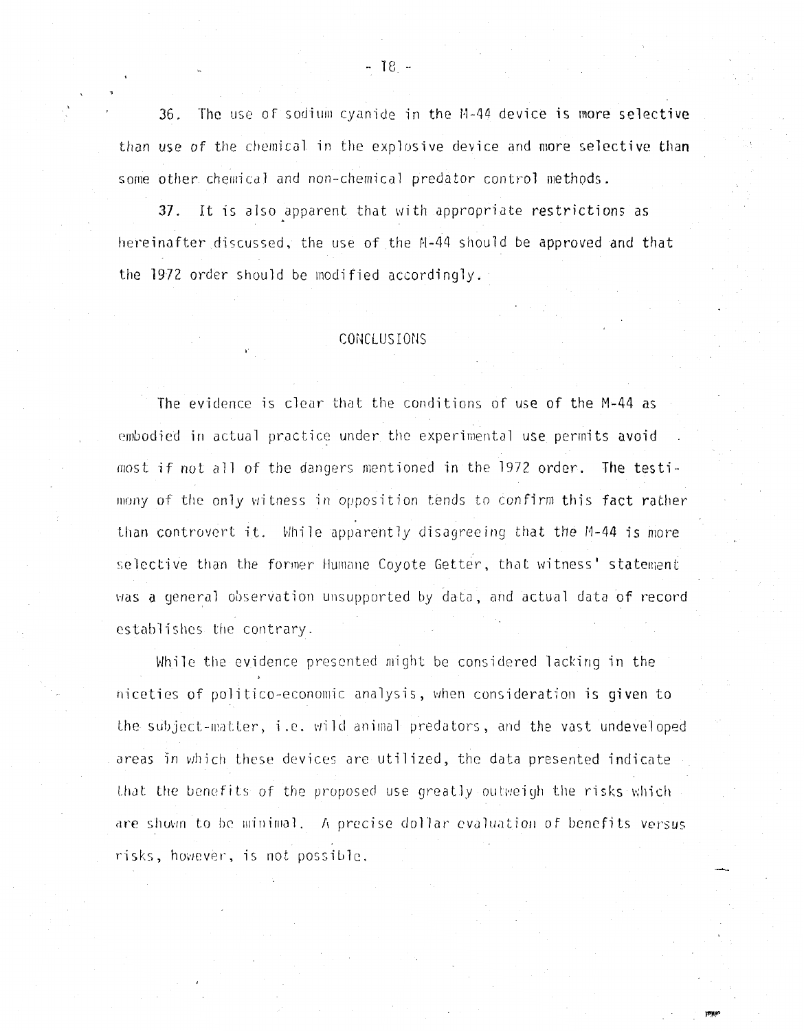36. The use of sodium cyanide in the M-44 device is more selective than use of the chemical in the explosive device and more selective than some other chemical and non-chemical predator control methods.

37. It is also apparent that with appropriate restrictions as hereinafter discussed, the use of the M-44 should be approved and that the 1972 order should be modified accordingly.

## CONCLUSIONS

The evidence is clear that the conditions of use of the M-44 as embodied in actual practice under the experimental use permits avoid most if not all of the dangers mentioned in the 1972 order. The testimony of the only witness in opposition tends to confirm this fact rather than controvert it. While apparently disagreeing that the M-44 is more selective than the former Humane Coyote Getter, that witness' statement was a general observation unsupported by data, and actual data of record establishes the contrary.

While the evidence presented might be considered lacking in the niceties of politico-economic analysis, when consideration is given to the subject-matter, i.e. wild animal predators, and the vast undeveloped areas in which these devices are utilized, the data presented indicate that the benefits of the proposed use greatly outweigh the risks which are shown to be minimal. A precise dollar evaluation of benefits versus risks, however, is not possible.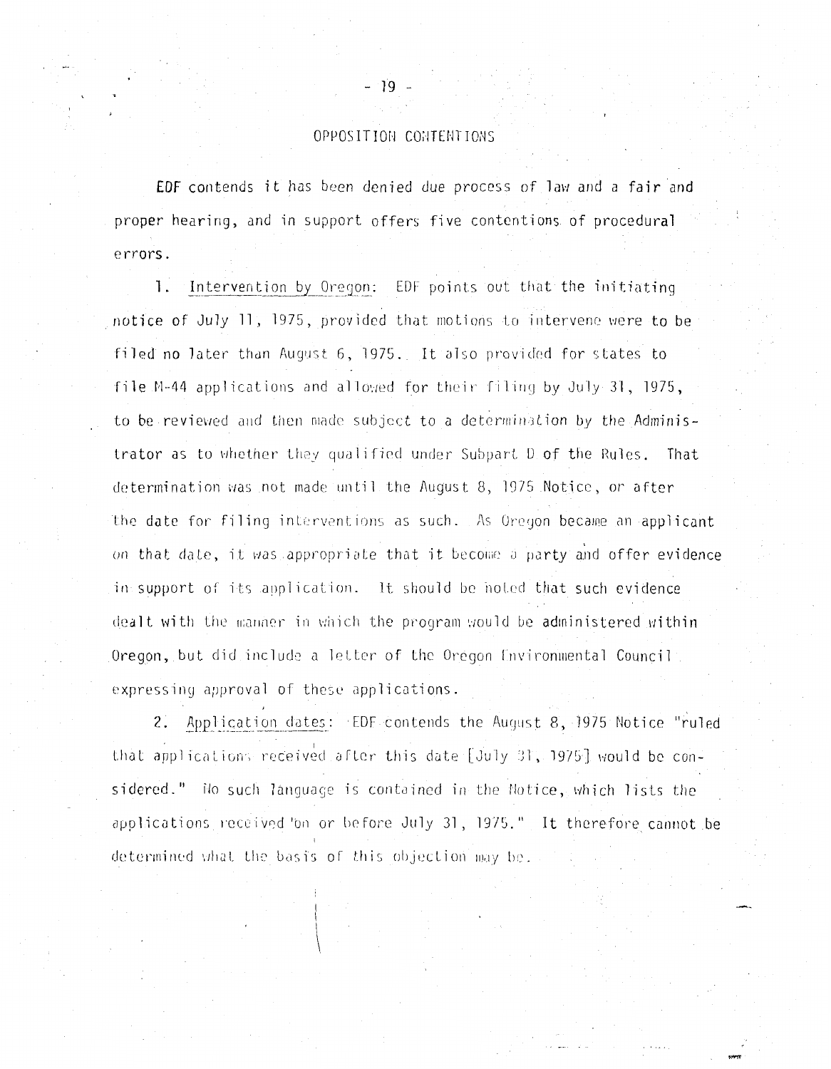## OPPOSITION CONTENTIONS

EDF contends it has been denied due process of law and a fair and proper hearing, and in support offers five contentions of procedural errors.

1. Intervention by Oregon: EDF points out that the initiating notice of July 11, 1975, provided that motions to intervene were to be filed no later than August 6, 1975. It also provided for states to file M-44 applications and allowed for their filing by July 31, 1975, to be reviewed and then made subject to a determination by the Administrator as to whether they qualified under Subpart D of the Rules. That determination was not made until the August 8, 1975 Notice, or after the date for filing interventions as such. As Oregon became an applicant on that date, it was appropriate that it become a party and offer evidence in support of its application. It should be noted that such evidence dealt with the manner in which the program would be administered within Oregon, but did include a letter of the Oregon Environmental Council expressing approval of these applications.

2. Application dates: EDF contends the August 8, 1975 Notice "ruled that applications received after this date [July 31, 1975] would be considered." No such language is contained in the Notice, which lists the applications received 'on or before July 31, 1975." It therefore cannot be determined what the basis of this objection may be.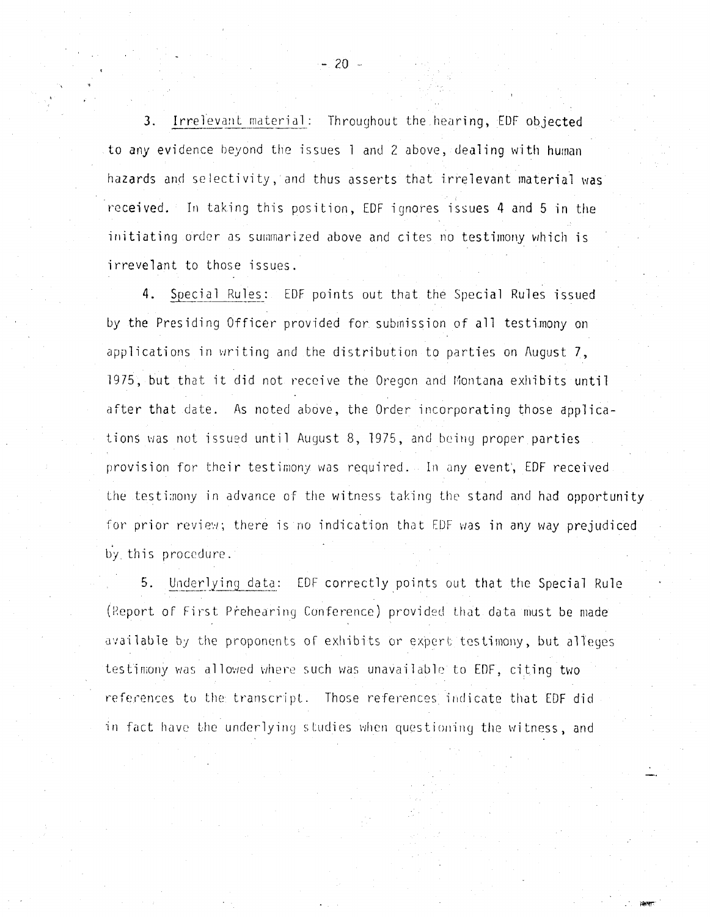3. Irrelevant material: Throughout the hearing, EDF objected to any evidence beyond the issues 1 and 2 above, dealing with human hazards and selectivity, and thus asserts that irrelevant material was received. In taking this position, EDF ignores issues 4 and 5 in the initiating order as summarized above and cites no testimony which is irrevelant to those issues.

4. Special Rules: EDF points out that the Special Rules issued by the Presiding Officer provided for submission of all testimony on applications in writing and the distribution to parties on August 7, 1975, but that it did not receive the Oregon and Montana exhibits until after that date. As noted above, the Order incorporating those applications was not issued until August 8, 1975, and being proper parties provision for their testimony was required. In any event, EDF received the testimony in advance of the witness taking the stand and had opportunity for prior review; there is no indication that EDF was in any way prejudiced by this procedure.

5. Underlying data: EDF correctly points out that the Special Rule (Report of First Prehearing Conference) provided that data must be made available by the proponents of exhibits or expert testimony, but alleges testimony was allowed where such was unavailable to EDF, citing two references to the transcript. Those references indicate that EDF did in fact have the underlying studies when questioning the witness, and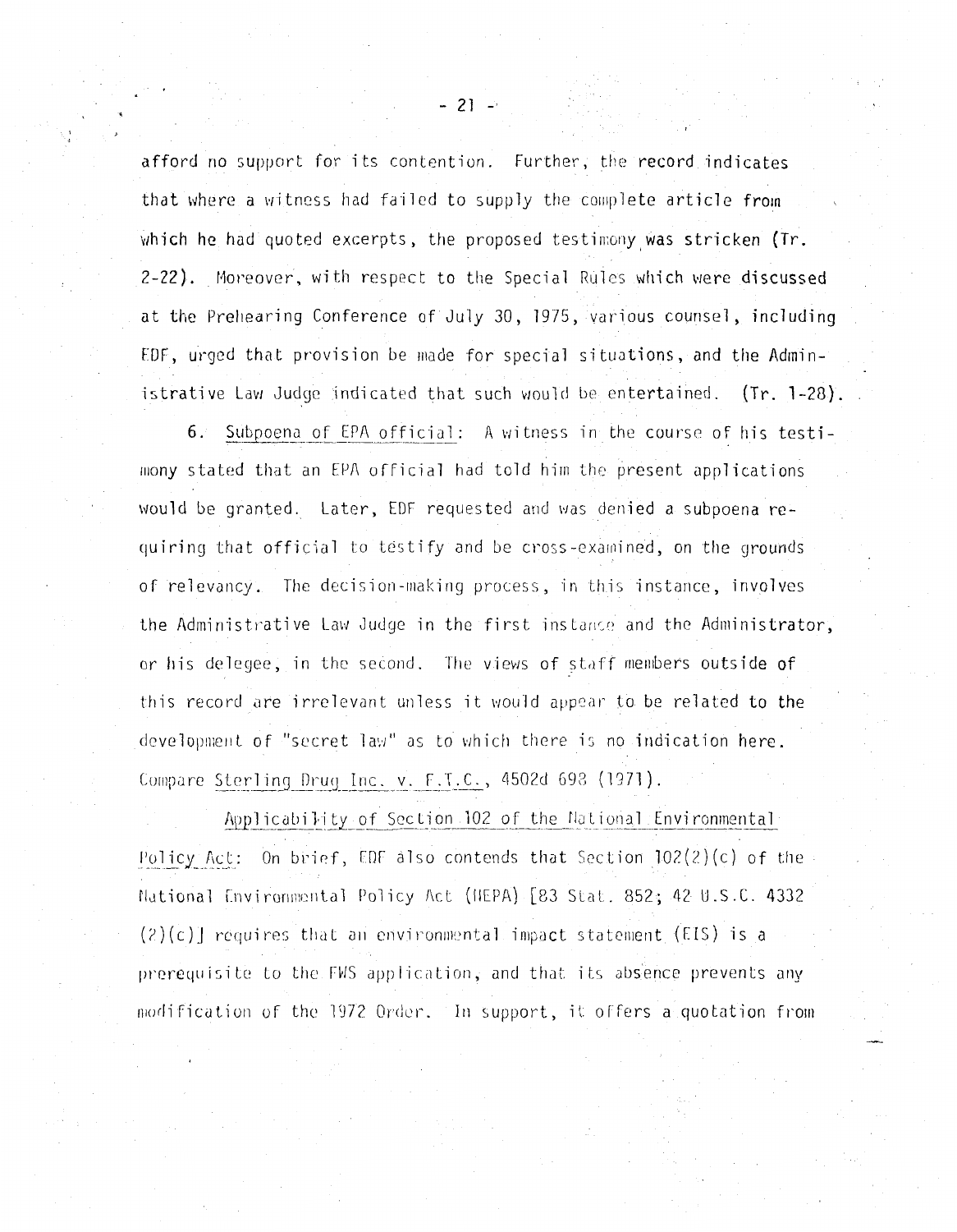afford no support for its contention. Further, the record indicates that where a witness had failed to supply the complete article from which he had quoted excerpts, the proposed testimony was stricken (Tr. 2-22). Moreover, with respect to the Special Rules which were discussed at the Prehearing Conference of July 30, 1975, various counsel, including EDF, urged that provision be made for special situations, and the Administrative Law Judge indicated that such would be entertained. (Tr. 1-28).

6. Subpoena of EPA official: A witness in the course of his testimony stated that an EPA official had told him the present applications would be granted. Later, EDF requested and was denied a subpoena requiring that official to testify and be cross-examined, on the grounds of relevancy. The decision-making process, in this instance, involves the Administrative Law Judge in the first instance and the Administrator, or his delegee, in the second. The views of staff members outside of this record are irrelevant unless it would appear to be related to the development of "secret law" as to which there is no indication here. Compare Sterling Drug Inc. v. F.T.C., 4502d 698 (1971).

Applicability of Section 102 of the National Environmental Policy Act: On brief, EDF also contends that Section 102(2)(c) of the National Environmental Policy Act (NEPA) [83 Stat. 852; 42 U.S.C. 4332 (2)(c)] requires that an environmental impact statement (EIS) is a prerequisite to the FWS application, and that its absence prevents any modification of the 1972 Order. In support, it offers a quotation from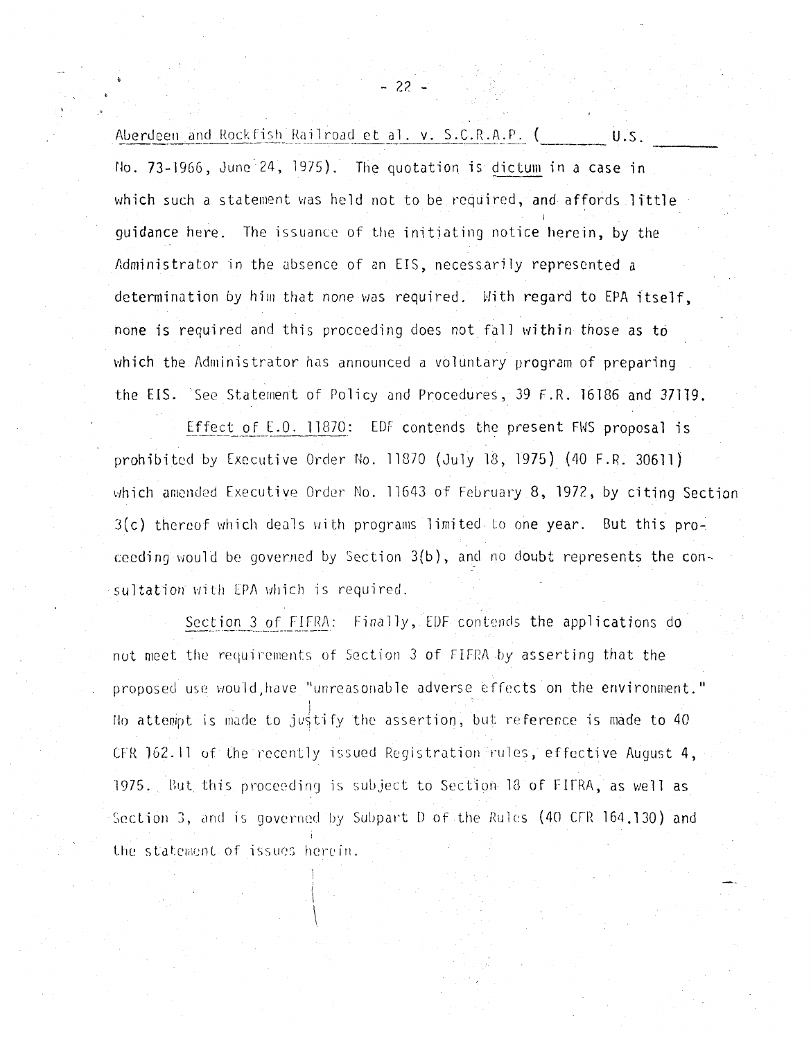Aberdeen and Rockfish Railroad et al. v. S.C.R.A.P. (\_\_\_\_\_\_\_ U.S. \_\_\_\_\_\_\_ No. 73-1966, June 24, 1975). The quotation is dictum in a case in which such a statement was held not to be required, and affords little guidance here. The issuance of the initiating notice herein, by the Administrator in the absence of an EIS, necessarily represented a determination by him that none was required. With regard to EPA itself, none is required and this proceeding does not fall within those as to which the Administrator has announced a voluntary program of preparing the EIS. See Statement of Policy and Procedures, 39 F.R. 16186 and 37119.

Effect of E.O. 11870: EDF contends the present FWS proposal is prohibited by Executive Order No. 11870 (July 18, 1975) (40 F.R. 30611) which amended Executive Order No. 11643 of February 8, 1972, by citing Section 3(c) thereof which deals with programs limited to one year. But this proceeding would be governed by Section 3(b), and no doubt represents the consultation with EPA which is required.

Section 3 of FIFRA: Finally, EDF contends the applications do not meet the requirements of Section 3 of FIFRA by asserting that the proposed use would have "unreasonable adverse effects on the environment." No attempt is made to justify the assertion, but reference is made to 40 CFR 162.11 of the recently issued Registration rules, effective August 4, 1975. But this proceeding is subject to Section 18 of FIFRA, as well as Section 3, and is governed by Subpart D of the Rules (40 CFR 164.130) and the statement of issues herein.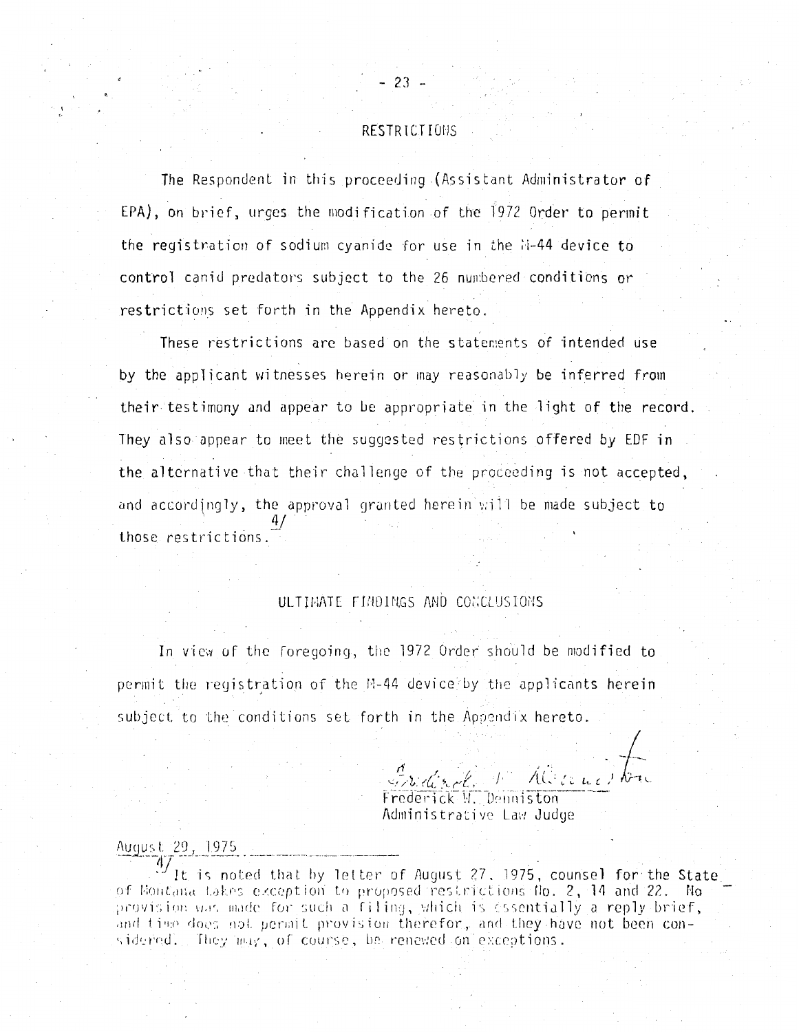## RESTRICTIONS

The Respondent in this proceeding (Assistant Administrator of EPA), on brief, urges the modification of the 1972 Order to permit the registration of sodium cyanide for use in the M-44 device to control canid predators subject to the 26 numbered conditions or restrictions set forth in the Appendix hereto.

These restrictions are based on the statements of intended use by the applicant witnesses herein or may reasonably be inferred from their testimony and appear to be appropriate in the light of the record. They also appear to meet the suggested restrictions offered by EDF in the alternative that their challenge of the proceeding is not accepted, and accordingly, the approval granted herein will be made subject to those restrictions.[4/]

## ULTIMATE FINDINGS AND CONCLUSIONS

In view of the foregoing, the 1972 Order should be modified to permit the registration of the M-44 device by the applicants herein subject to the conditions set forth in the Appendix hereto.

Frederick W. Denniston
Administrative Law Judge

August 29, 1975

[4/] It is noted that by letter of August 27, 1975, counsel for the State of Montana takes exception to proposed restrictions No. 2, 14 and 22. No provision was made for such a filing, which is essentially a reply brief, and time does not permit provision therefor, and they have not been considered. They may, of course, be renewed on exceptions.